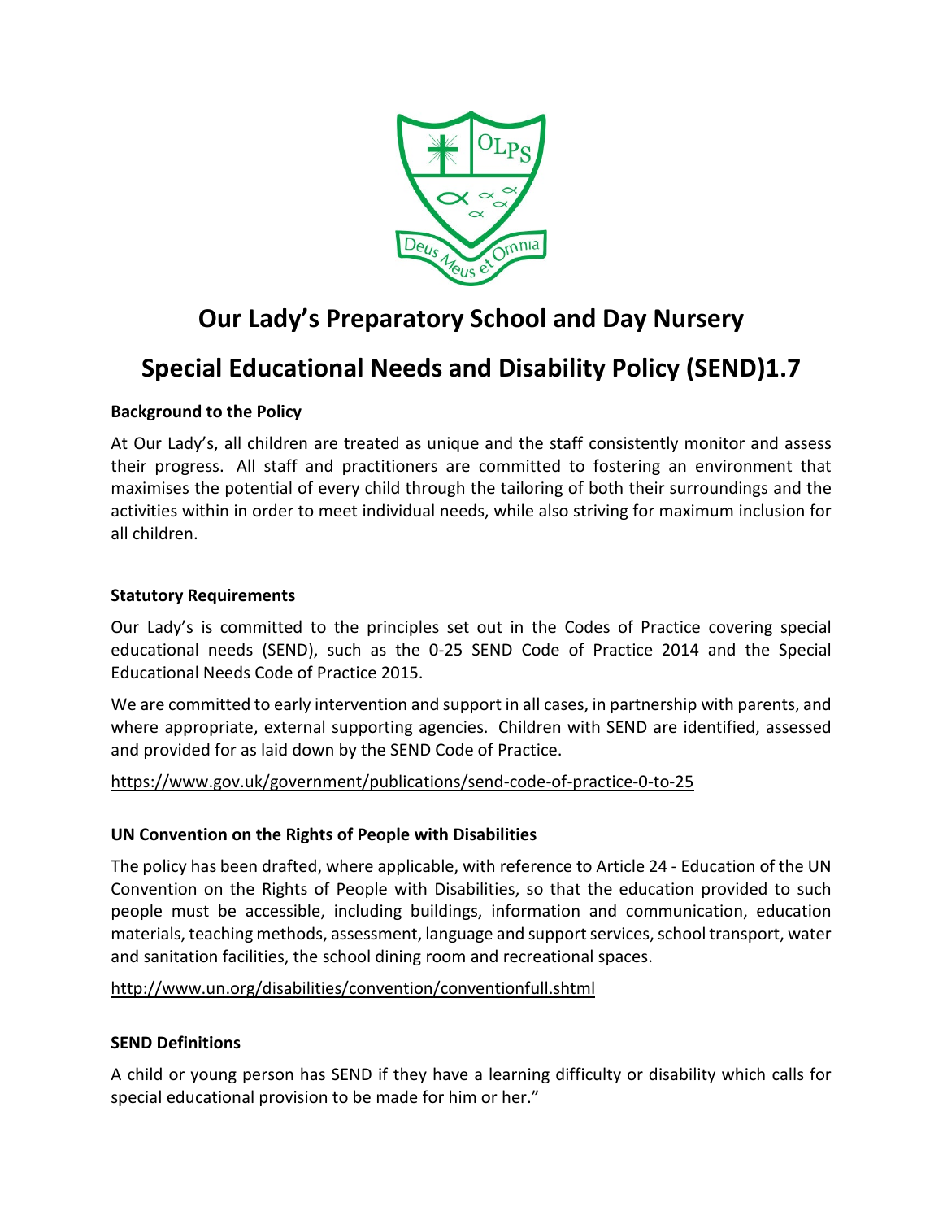# Our Lady's Preparatory School and Day Nursery

# Special Educational Needs and Disability Policy (SEND)1.7

**Background to the Policy**

At Our Lady's, all children are treated as unique and the staff consistently monitor and assess their progress. All staff and practitioners are committed to fostering an environment that maximises the potential of every child through the tailoring of both their surroundings and the activities within in order to meet individual needs, while also striving for maximum inclusion for all children.

**Statutory Requirements**

Our Lady's is committed to the principles set out in the Codes of Practice covering special educational needs (SEND), such as the 0-25 SEND Code of Practice 2014 and the Special Educational Needs Code of Practice 2015.

We are committed to early intervention and support in all cases, in partnership with parents, and where appropriate, external supporting agencies. Children with SEND are identified, assessed and provided for as laid down by the SEND Code of Practice.

https://www.gov.uk/government/publications/send-code-of-practice-0-to-25

**UN Convention on the Rights of People with Disabilities**

The policy has been drafted, where applicable, with reference to Article 24 - Education of the UN Convention on the Rights of People with Disabilities, so that the education provided to such people must be accessible, including buildings, information and communication, education materials, teaching methods, assessment, language and support services, school transport, water and sanitation facilities, the school dining room and recreational spaces.

http://www.un.org/disabilities/convention/conventionfull.shtml

**SEND Definitions**

A child or young person has SEND if they have a learning difficulty or disability which calls for special educational provision to be made for him or her."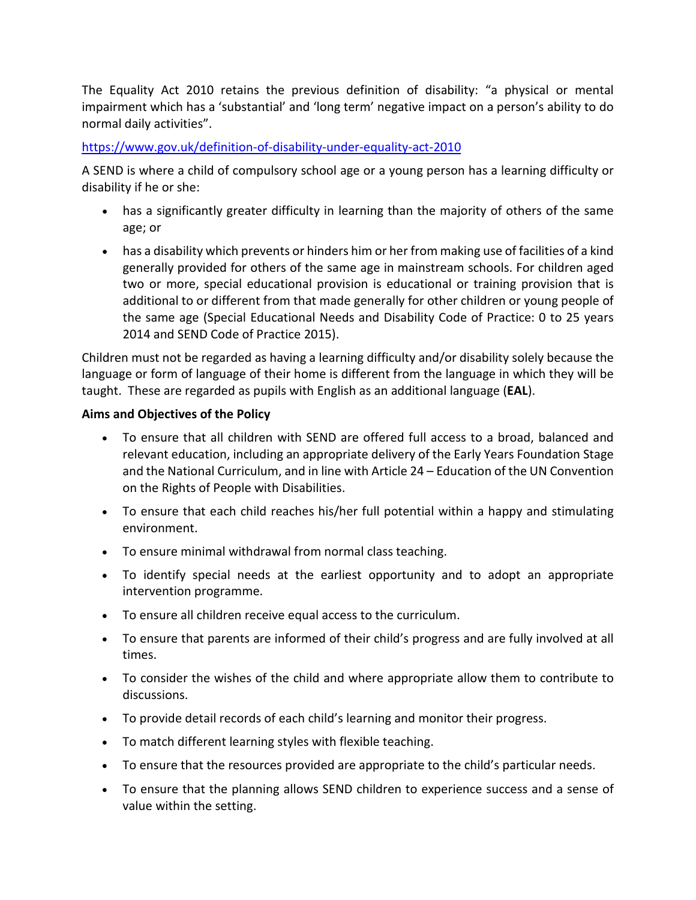The Equality Act 2010 retains the previous definition of disability: "a physical or mental impairment which has a 'substantial' and 'long term' negative impact on a person's ability to do normal daily activities".

https://www.gov.uk/definition-of-disability-under-equality-act-2010

A SEND is where a child of compulsory school age or a young person has a learning difficulty or disability if he or she:

- has a significantly greater difficulty in learning than the majority of others of the same age; or
- has a disability which prevents or hinders him or her from making use of facilities of a kind generally provided for others of the same age in mainstream schools. For children aged two or more, special educational provision is educational or training provision that is additional to or different from that made generally for other children or young people of the same age (Special Educational Needs and Disability Code of Practice: 0 to 25 years 2014 and SEND Code of Practice 2015).

Children must not be regarded as having a learning difficulty and/or disability solely because the language or form of language of their home is different from the language in which they will be taught. These are regarded as pupils with English as an additional language (**EAL**).

**Aims and Objectives of the Policy**

- To ensure that all children with SEND are offered full access to a broad, balanced and relevant education, including an appropriate delivery of the Early Years Foundation Stage and the National Curriculum, and in line with Article 24 – Education of the UN Convention on the Rights of People with Disabilities.
- To ensure that each child reaches his/her full potential within a happy and stimulating environment.
- To ensure minimal withdrawal from normal class teaching.
- To identify special needs at the earliest opportunity and to adopt an appropriate intervention programme.
- To ensure all children receive equal access to the curriculum.
- To ensure that parents are informed of their child's progress and are fully involved at all times.
- To consider the wishes of the child and where appropriate allow them to contribute to discussions.
- To provide detail records of each child's learning and monitor their progress.
- To match different learning styles with flexible teaching.
- To ensure that the resources provided are appropriate to the child's particular needs.
- To ensure that the planning allows SEND children to experience success and a sense of value within the setting.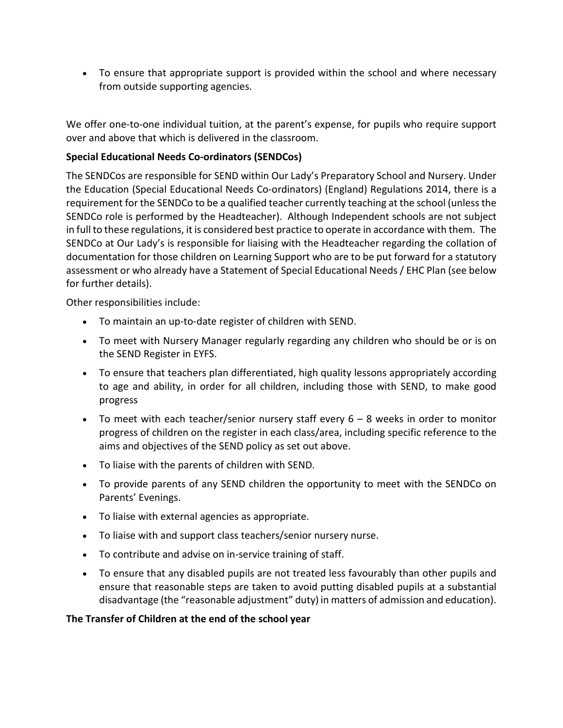- To ensure that appropriate support is provided within the school and where necessary from outside supporting agencies.

We offer one-to-one individual tuition, at the parent's expense, for pupils who require support over and above that which is delivered in the classroom.

**Special Educational Needs Co-ordinators (SENDCos)**

The SENDCos are responsible for SEND within Our Lady's Preparatory School and Nursery. Under the Education (Special Educational Needs Co-ordinators) (England) Regulations 2014, there is a requirement for the SENDCo to be a qualified teacher currently teaching at the school (unless the SENDCo role is performed by the Headteacher). Although Independent schools are not subject in full to these regulations, it is considered best practice to operate in accordance with them. The SENDCo at Our Lady's is responsible for liaising with the Headteacher regarding the collation of documentation for those children on Learning Support who are to be put forward for a statutory assessment or who already have a Statement of Special Educational Needs / EHC Plan (see below for further details).

Other responsibilities include:

- To maintain an up-to-date register of children with SEND.
- To meet with Nursery Manager regularly regarding any children who should be or is on the SEND Register in EYFS.
- To ensure that teachers plan differentiated, high quality lessons appropriately according to age and ability, in order for all children, including those with SEND, to make good progress
- To meet with each teacher/senior nursery staff every 6 – 8 weeks in order to monitor progress of children on the register in each class/area, including specific reference to the aims and objectives of the SEND policy as set out above.
- To liaise with the parents of children with SEND.
- To provide parents of any SEND children the opportunity to meet with the SENDCo on Parents' Evenings.
- To liaise with external agencies as appropriate.
- To liaise with and support class teachers/senior nursery nurse.
- To contribute and advise on in-service training of staff.
- To ensure that any disabled pupils are not treated less favourably than other pupils and ensure that reasonable steps are taken to avoid putting disabled pupils at a substantial disadvantage (the "reasonable adjustment" duty) in matters of admission and education).

**The Transfer of Children at the end of the school year**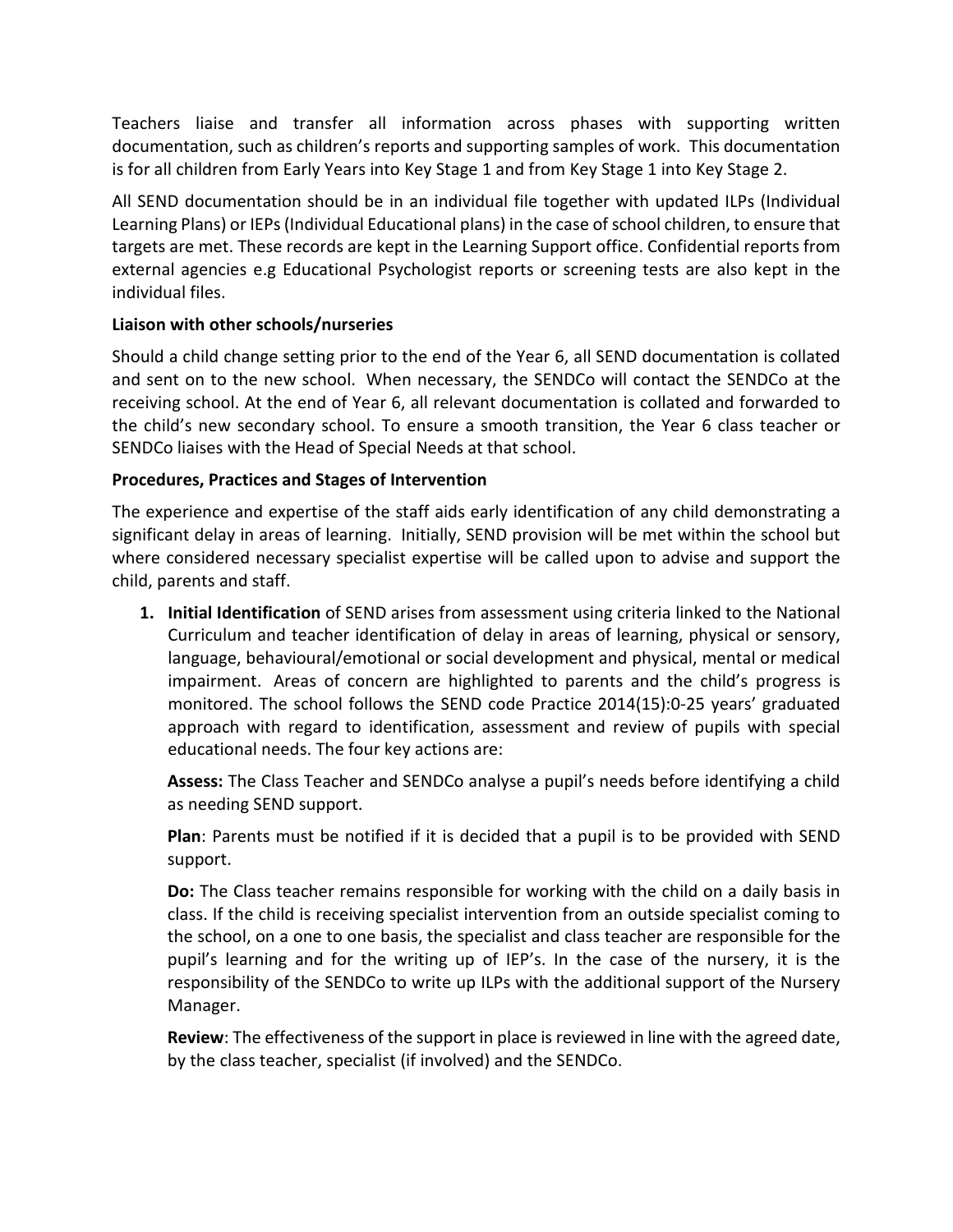Teachers liaise and transfer all information across phases with supporting written documentation, such as children's reports and supporting samples of work. This documentation is for all children from Early Years into Key Stage 1 and from Key Stage 1 into Key Stage 2.

All SEND documentation should be in an individual file together with updated ILPs (Individual Learning Plans) or IEPs (Individual Educational plans) in the case of school children, to ensure that targets are met. These records are kept in the Learning Support office. Confidential reports from external agencies e.g Educational Psychologist reports or screening tests are also kept in the individual files.

**Liaison with other schools/nurseries**

Should a child change setting prior to the end of the Year 6, all SEND documentation is collated and sent on to the new school. When necessary, the SENDCo will contact the SENDCo at the receiving school. At the end of Year 6, all relevant documentation is collated and forwarded to the child's new secondary school. To ensure a smooth transition, the Year 6 class teacher or SENDCo liaises with the Head of Special Needs at that school.

**Procedures, Practices and Stages of Intervention**

The experience and expertise of the staff aids early identification of any child demonstrating a significant delay in areas of learning. Initially, SEND provision will be met within the school but where considered necessary specialist expertise will be called upon to advise and support the child, parents and staff.

1. **Initial Identification** of SEND arises from assessment using criteria linked to the National Curriculum and teacher identification of delay in areas of learning, physical or sensory, language, behavioural/emotional or social development and physical, mental or medical impairment. Areas of concern are highlighted to parents and the child's progress is monitored. The school follows the SEND code Practice 2014(15):0-25 years' graduated approach with regard to identification, assessment and review of pupils with special educational needs. The four key actions are:

   **Assess:** The Class Teacher and SENDCo analyse a pupil's needs before identifying a child as needing SEND support.

   **Plan**: Parents must be notified if it is decided that a pupil is to be provided with SEND support.

   **Do:** The Class teacher remains responsible for working with the child on a daily basis in class. If the child is receiving specialist intervention from an outside specialist coming to the school, on a one to one basis, the specialist and class teacher are responsible for the pupil's learning and for the writing up of IEP's. In the case of the nursery, it is the responsibility of the SENDCo to write up ILPs with the additional support of the Nursery Manager.

   **Review**: The effectiveness of the support in place is reviewed in line with the agreed date, by the class teacher, specialist (if involved) and the SENDCo.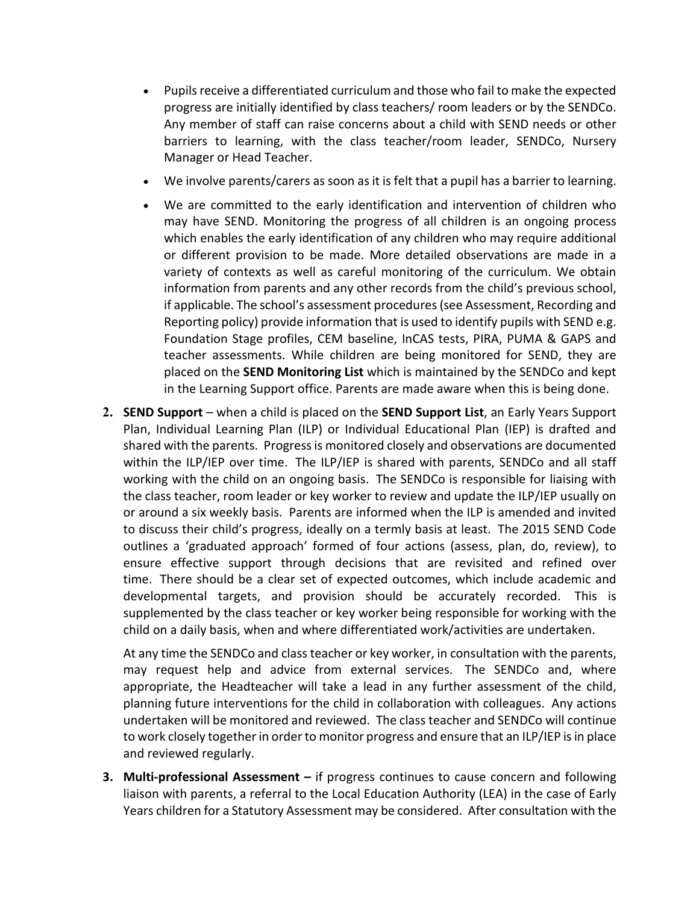- Pupils receive a differentiated curriculum and those who fail to make the expected progress are initially identified by class teachers/ room leaders or by the SENDCo. Any member of staff can raise concerns about a child with SEND needs or other barriers to learning, with the class teacher/room leader, SENDCo, Nursery Manager or Head Teacher.
- We involve parents/carers as soon as it is felt that a pupil has a barrier to learning.
- We are committed to the early identification and intervention of children who may have SEND. Monitoring the progress of all children is an ongoing process which enables the early identification of any children who may require additional or different provision to be made. More detailed observations are made in a variety of contexts as well as careful monitoring of the curriculum. We obtain information from parents and any other records from the child's previous school, if applicable. The school's assessment procedures (see Assessment, Recording and Reporting policy) provide information that is used to identify pupils with SEND e.g. Foundation Stage profiles, CEM baseline, InCAS tests, PIRA, PUMA & GAPS and teacher assessments. While children are being monitored for SEND, they are placed on the **SEND Monitoring List** which is maintained by the SENDCo and kept in the Learning Support office. Parents are made aware when this is being done.

2. **SEND Support** – when a child is placed on the **SEND Support List**, an Early Years Support Plan, Individual Learning Plan (ILP) or Individual Educational Plan (IEP) is drafted and shared with the parents. Progress is monitored closely and observations are documented within the ILP/IEP over time. The ILP/IEP is shared with parents, SENDCo and all staff working with the child on an ongoing basis. The SENDCo is responsible for liaising with the class teacher, room leader or key worker to review and update the ILP/IEP usually on or around a six weekly basis. Parents are informed when the ILP is amended and invited to discuss their child's progress, ideally on a termly basis at least. The 2015 SEND Code outlines a 'graduated approach' formed of four actions (assess, plan, do, review), to ensure effective support through decisions that are revisited and refined over time. There should be a clear set of expected outcomes, which include academic and developmental targets, and provision should be accurately recorded. This is supplemented by the class teacher or key worker being responsible for working with the child on a daily basis, when and where differentiated work/activities are undertaken.

   At any time the SENDCo and class teacher or key worker, in consultation with the parents, may request help and advice from external services. The SENDCo and, where appropriate, the Headteacher will take a lead in any further assessment of the child, planning future interventions for the child in collaboration with colleagues. Any actions undertaken will be monitored and reviewed. The class teacher and SENDCo will continue to work closely together in order to monitor progress and ensure that an ILP/IEP is in place and reviewed regularly.

3. **Multi-professional Assessment –** if progress continues to cause concern and following liaison with parents, a referral to the Local Education Authority (LEA) in the case of Early Years children for a Statutory Assessment may be considered. After consultation with the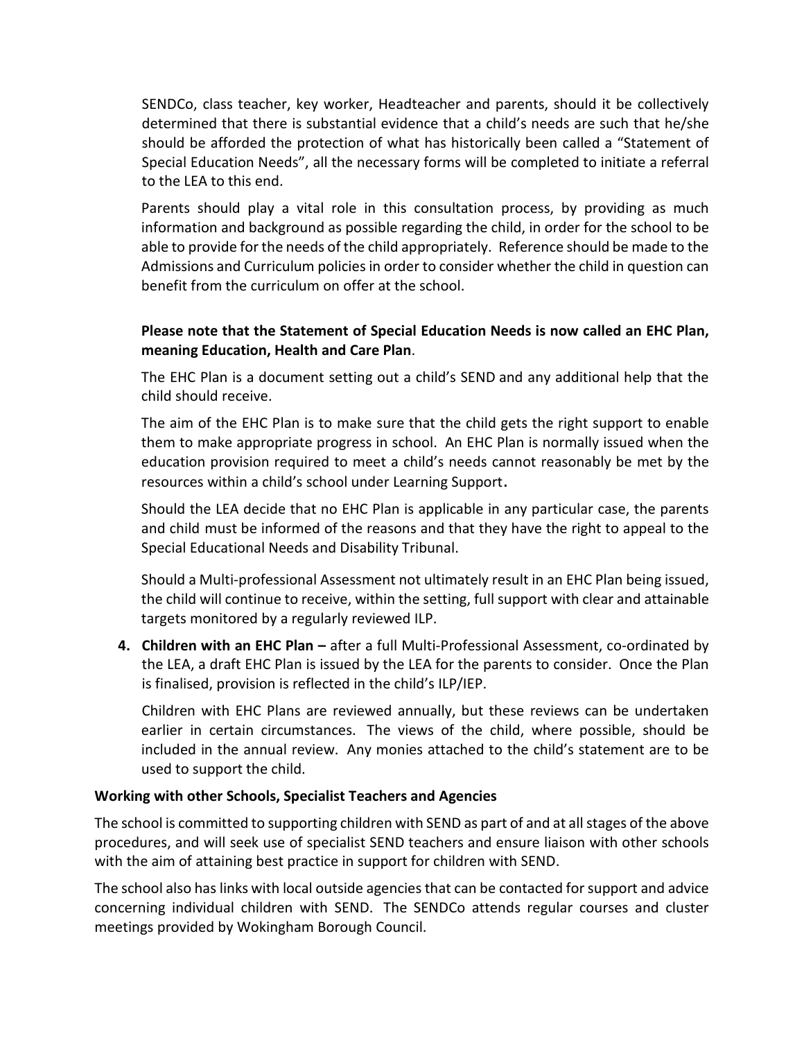SENDCo, class teacher, key worker, Headteacher and parents, should it be collectively determined that there is substantial evidence that a child's needs are such that he/she should be afforded the protection of what has historically been called a "Statement of Special Education Needs", all the necessary forms will be completed to initiate a referral to the LEA to this end.

Parents should play a vital role in this consultation process, by providing as much information and background as possible regarding the child, in order for the school to be able to provide for the needs of the child appropriately. Reference should be made to the Admissions and Curriculum policies in order to consider whether the child in question can benefit from the curriculum on offer at the school.

**Please note that the Statement of Special Education Needs is now called an EHC Plan, meaning Education, Health and Care Plan**.

The EHC Plan is a document setting out a child's SEND and any additional help that the child should receive.

The aim of the EHC Plan is to make sure that the child gets the right support to enable them to make appropriate progress in school. An EHC Plan is normally issued when the education provision required to meet a child's needs cannot reasonably be met by the resources within a child's school under Learning Support**.**

Should the LEA decide that no EHC Plan is applicable in any particular case, the parents and child must be informed of the reasons and that they have the right to appeal to the Special Educational Needs and Disability Tribunal.

Should a Multi-professional Assessment not ultimately result in an EHC Plan being issued, the child will continue to receive, within the setting, full support with clear and attainable targets monitored by a regularly reviewed ILP.

4. **Children with an EHC Plan –** after a full Multi-Professional Assessment, co-ordinated by the LEA, a draft EHC Plan is issued by the LEA for the parents to consider. Once the Plan is finalised, provision is reflected in the child's ILP/IEP.

   Children with EHC Plans are reviewed annually, but these reviews can be undertaken earlier in certain circumstances. The views of the child, where possible, should be included in the annual review. Any monies attached to the child's statement are to be used to support the child.

**Working with other Schools, Specialist Teachers and Agencies**

The school is committed to supporting children with SEND as part of and at all stages of the above procedures, and will seek use of specialist SEND teachers and ensure liaison with other schools with the aim of attaining best practice in support for children with SEND.

The school also has links with local outside agencies that can be contacted for support and advice concerning individual children with SEND. The SENDCo attends regular courses and cluster meetings provided by Wokingham Borough Council.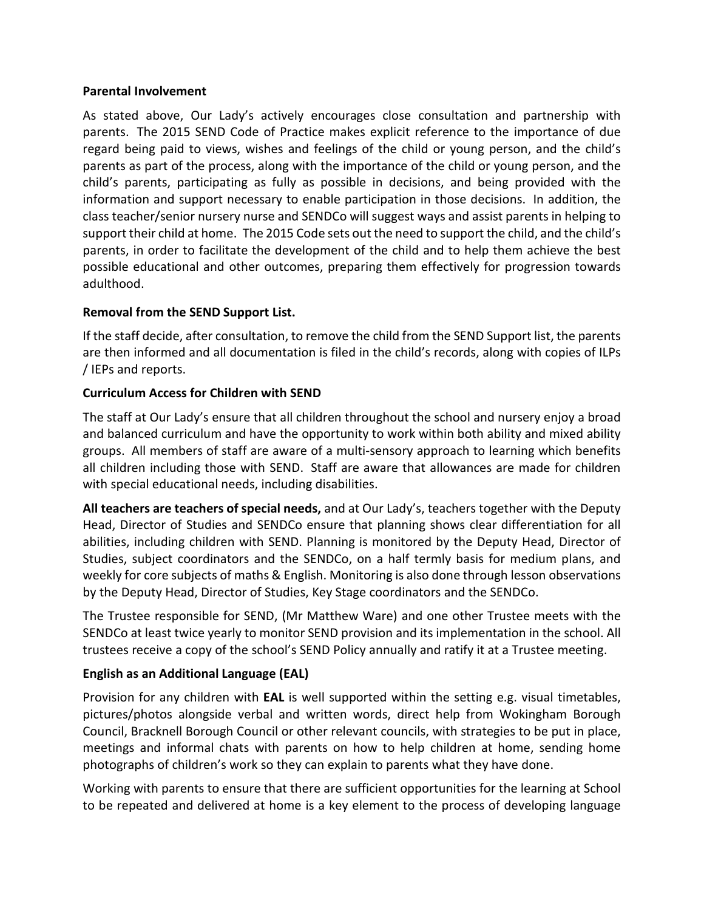**Parental Involvement**

As stated above, Our Lady's actively encourages close consultation and partnership with parents. The 2015 SEND Code of Practice makes explicit reference to the importance of due regard being paid to views, wishes and feelings of the child or young person, and the child's parents as part of the process, along with the importance of the child or young person, and the child's parents, participating as fully as possible in decisions, and being provided with the information and support necessary to enable participation in those decisions. In addition, the class teacher/senior nursery nurse and SENDCo will suggest ways and assist parents in helping to support their child at home. The 2015 Code sets out the need to support the child, and the child's parents, in order to facilitate the development of the child and to help them achieve the best possible educational and other outcomes, preparing them effectively for progression towards adulthood.

**Removal from the SEND Support List.**

If the staff decide, after consultation, to remove the child from the SEND Support list, the parents are then informed and all documentation is filed in the child's records, along with copies of ILPs / IEPs and reports.

**Curriculum Access for Children with SEND**

The staff at Our Lady's ensure that all children throughout the school and nursery enjoy a broad and balanced curriculum and have the opportunity to work within both ability and mixed ability groups. All members of staff are aware of a multi-sensory approach to learning which benefits all children including those with SEND. Staff are aware that allowances are made for children with special educational needs, including disabilities.

**All teachers are teachers of special needs,** and at Our Lady's, teachers together with the Deputy Head, Director of Studies and SENDCo ensure that planning shows clear differentiation for all abilities, including children with SEND. Planning is monitored by the Deputy Head, Director of Studies, subject coordinators and the SENDCo, on a half termly basis for medium plans, and weekly for core subjects of maths & English. Monitoring is also done through lesson observations by the Deputy Head, Director of Studies, Key Stage coordinators and the SENDCo.

The Trustee responsible for SEND, (Mr Matthew Ware) and one other Trustee meets with the SENDCo at least twice yearly to monitor SEND provision and its implementation in the school. All trustees receive a copy of the school's SEND Policy annually and ratify it at a Trustee meeting.

**English as an Additional Language (EAL)**

Provision for any children with **EAL** is well supported within the setting e.g. visual timetables, pictures/photos alongside verbal and written words, direct help from Wokingham Borough Council, Bracknell Borough Council or other relevant councils, with strategies to be put in place, meetings and informal chats with parents on how to help children at home, sending home photographs of children's work so they can explain to parents what they have done.

Working with parents to ensure that there are sufficient opportunities for the learning at School to be repeated and delivered at home is a key element to the process of developing language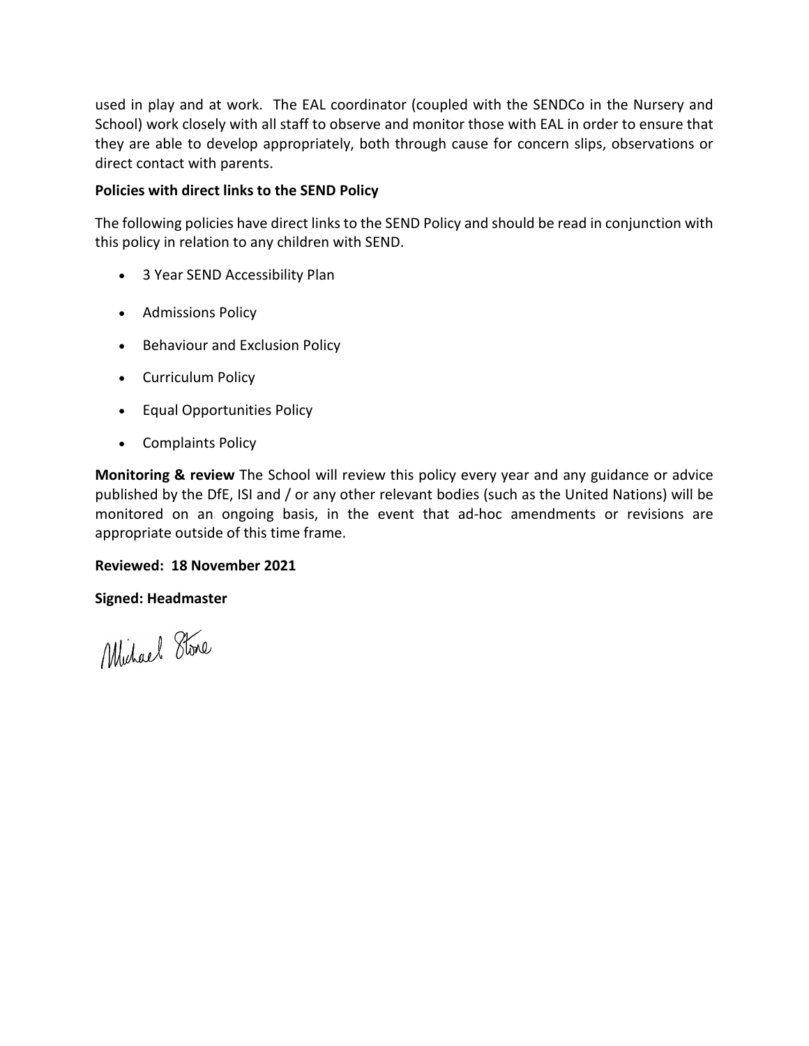used in play and at work. The EAL coordinator (coupled with the SENDCo in the Nursery and School) work closely with all staff to observe and monitor those with EAL in order to ensure that they are able to develop appropriately, both through cause for concern slips, observations or direct contact with parents.

**Policies with direct links to the SEND Policy**

The following policies have direct links to the SEND Policy and should be read in conjunction with this policy in relation to any children with SEND.

- 3 Year SEND Accessibility Plan
- Admissions Policy
- Behaviour and Exclusion Policy
- Curriculum Policy
- Equal Opportunities Policy
- Complaints Policy

**Monitoring & review** The School will review this policy every year and any guidance or advice published by the DfE, ISI and / or any other relevant bodies (such as the United Nations) will be monitored on an ongoing basis, in the event that ad-hoc amendments or revisions are appropriate outside of this time frame.

**Reviewed: 18 November 2021**

**Signed: Headmaster**

Michael Stone